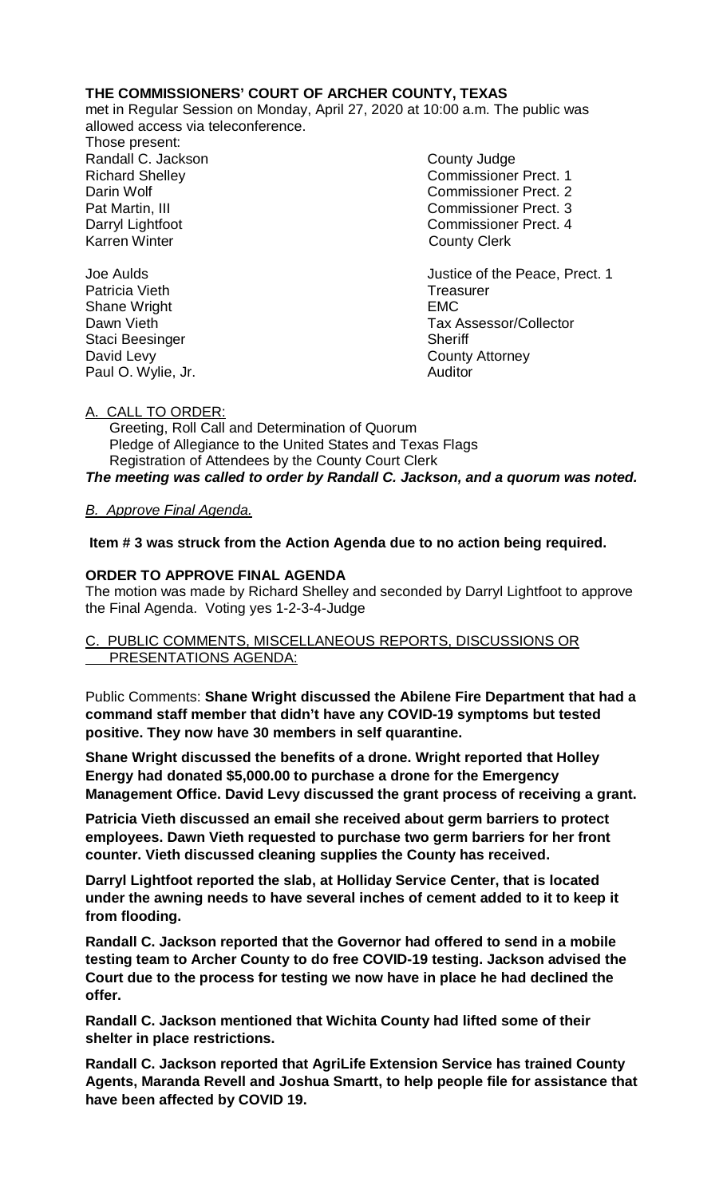**THE COMMISSIONERS' COURT OF ARCHER COUNTY, TEXAS**

met in Regular Session on Monday, April 27, 2020 at 10:00 a.m. The public was allowed access via teleconference.

Those present:

| | |
|---|---|
| Randall C. Jackson | County Judge |
| Richard Shelley | Commissioner Prect. 1 |
| Darin Wolf | Commissioner Prect. 2 |
| Pat Martin, III | Commissioner Prect. 3 |
| Darryl Lightfoot | Commissioner Prect. 4 |
| Karren Winter | County Clerk |
| | |
| Joe Aulds | Justice of the Peace, Prect. 1 |
| Patricia Vieth | Treasurer |
| Shane Wright | EMC |
| Dawn Vieth | Tax Assessor/Collector |
| Staci Beesinger | Sheriff |
| David Levy | County Attorney |
| Paul O. Wylie, Jr. | Auditor |

A. CALL TO ORDER:

Greeting, Roll Call and Determination of Quorum
Pledge of Allegiance to the United States and Texas Flags
Registration of Attendees by the County Court Clerk

***The meeting was called to order by Randall C. Jackson, and a quorum was noted.***

*B. Approve Final Agenda.*

**Item # 3 was struck from the Action Agenda due to no action being required.**

**ORDER TO APPROVE FINAL AGENDA**

The motion was made by Richard Shelley and seconded by Darryl Lightfoot to approve the Final Agenda. Voting yes 1-2-3-4-Judge

C. PUBLIC COMMENTS, MISCELLANEOUS REPORTS, DISCUSSIONS OR PRESENTATIONS AGENDA:

Public Comments: **Shane Wright discussed the Abilene Fire Department that had a command staff member that didn't have any COVID-19 symptoms but tested positive. They now have 30 members in self quarantine.**

**Shane Wright discussed the benefits of a drone. Wright reported that Holley Energy had donated $5,000.00 to purchase a drone for the Emergency Management Office. David Levy discussed the grant process of receiving a grant.**

**Patricia Vieth discussed an email she received about germ barriers to protect employees. Dawn Vieth requested to purchase two germ barriers for her front counter. Vieth discussed cleaning supplies the County has received.**

**Darryl Lightfoot reported the slab, at Holliday Service Center, that is located under the awning needs to have several inches of cement added to it to keep it from flooding.**

**Randall C. Jackson reported that the Governor had offered to send in a mobile testing team to Archer County to do free COVID-19 testing. Jackson advised the Court due to the process for testing we now have in place he had declined the offer.**

**Randall C. Jackson mentioned that Wichita County had lifted some of their shelter in place restrictions.**

**Randall C. Jackson reported that AgriLife Extension Service has trained County Agents, Maranda Revell and Joshua Smartt, to help people file for assistance that have been affected by COVID 19.**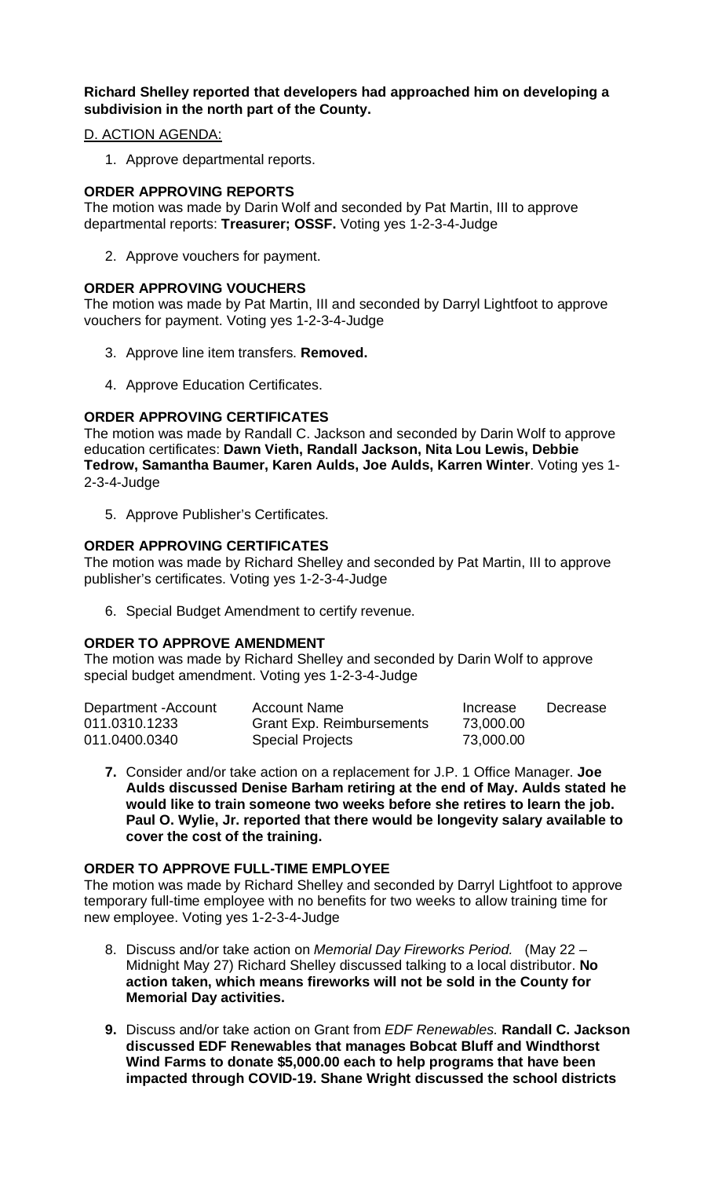**Richard Shelley reported that developers had approached him on developing a subdivision in the north part of the County.**

D. ACTION AGENDA:

1. Approve departmental reports.

**ORDER APPROVING REPORTS**

The motion was made by Darin Wolf and seconded by Pat Martin, III to approve departmental reports: **Treasurer; OSSF.** Voting yes 1-2-3-4-Judge

2. Approve vouchers for payment.

**ORDER APPROVING VOUCHERS**

The motion was made by Pat Martin, III and seconded by Darryl Lightfoot to approve vouchers for payment. Voting yes 1-2-3-4-Judge

3. Approve line item transfers. **Removed.**

4. Approve Education Certificates.

**ORDER APPROVING CERTIFICATES**

The motion was made by Randall C. Jackson and seconded by Darin Wolf to approve education certificates: **Dawn Vieth, Randall Jackson, Nita Lou Lewis, Debbie Tedrow, Samantha Baumer, Karen Aulds, Joe Aulds, Karren Winter**. Voting yes 1-2-3-4-Judge

5. Approve Publisher's Certificates.

**ORDER APPROVING CERTIFICATES**

The motion was made by Richard Shelley and seconded by Pat Martin, III to approve publisher's certificates. Voting yes 1-2-3-4-Judge

6. Special Budget Amendment to certify revenue.

**ORDER TO APPROVE AMENDMENT**

The motion was made by Richard Shelley and seconded by Darin Wolf to approve special budget amendment. Voting yes 1-2-3-4-Judge

| Department -Account | Account Name | Increase | Decrease |
|---|---|---|---|
| 011.0310.1233 | Grant Exp. Reimbursements | 73,000.00 | |
| 011.0400.0340 | Special Projects | 73,000.00 | |

7. Consider and/or take action on a replacement for J.P. 1 Office Manager. **Joe Aulds discussed Denise Barham retiring at the end of May. Aulds stated he would like to train someone two weeks before she retires to learn the job. Paul O. Wylie, Jr. reported that there would be longevity salary available to cover the cost of the training.**

**ORDER TO APPROVE FULL-TIME EMPLOYEE**

The motion was made by Richard Shelley and seconded by Darryl Lightfoot to approve temporary full-time employee with no benefits for two weeks to allow training time for new employee. Voting yes 1-2-3-4-Judge

8. Discuss and/or take action on *Memorial Day Fireworks Period.* (May 22 – Midnight May 27) Richard Shelley discussed talking to a local distributor. **No action taken, which means fireworks will not be sold in the County for Memorial Day activities.**

9. Discuss and/or take action on Grant from *EDF Renewables.* **Randall C. Jackson discussed EDF Renewables that manages Bobcat Bluff and Windthorst Wind Farms to donate $5,000.00 each to help programs that have been impacted through COVID-19. Shane Wright discussed the school districts**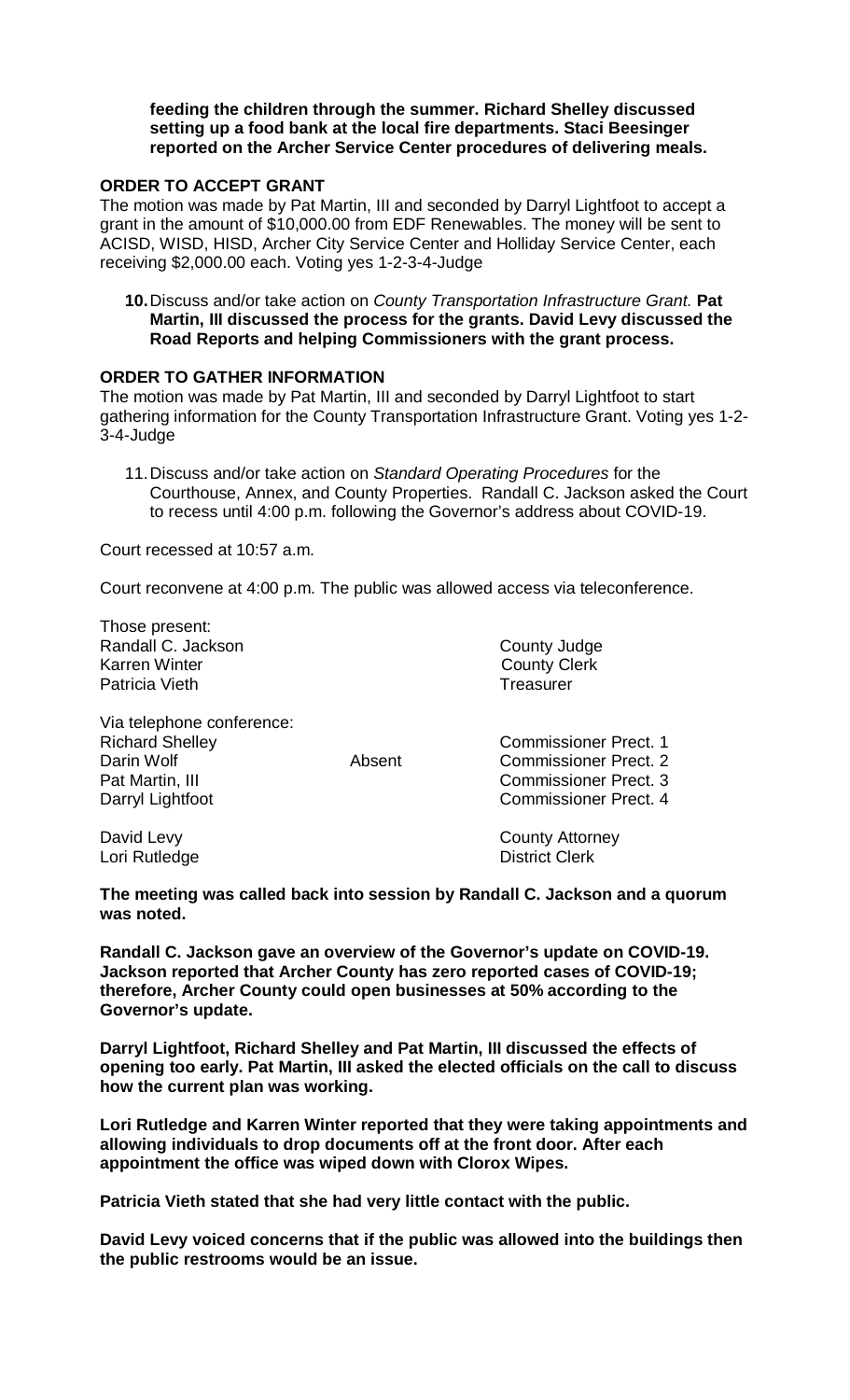**feeding the children through the summer. Richard Shelley discussed setting up a food bank at the local fire departments. Staci Beesinger reported on the Archer Service Center procedures of delivering meals.**

**ORDER TO ACCEPT GRANT**

The motion was made by Pat Martin, III and seconded by Darryl Lightfoot to accept a grant in the amount of $10,000.00 from EDF Renewables. The money will be sent to ACISD, WISD, HISD, Archer City Service Center and Holliday Service Center, each receiving $2,000.00 each. Voting yes 1-2-3-4-Judge

10. Discuss and/or take action on *County Transportation Infrastructure Grant.* **Pat Martin, III discussed the process for the grants. David Levy discussed the Road Reports and helping Commissioners with the grant process.**

**ORDER TO GATHER INFORMATION**

The motion was made by Pat Martin, III and seconded by Darryl Lightfoot to start gathering information for the County Transportation Infrastructure Grant. Voting yes 1-2-3-4-Judge

11. Discuss and/or take action on *Standard Operating Procedures* for the Courthouse, Annex, and County Properties. Randall C. Jackson asked the Court to recess until 4:00 p.m. following the Governor's address about COVID-19.

Court recessed at 10:57 a.m.

Court reconvene at 4:00 p.m. The public was allowed access via teleconference.

Those present:

| | | |
|---|---|---|
| Randall C. Jackson | | County Judge |
| Karren Winter | | County Clerk |
| Patricia Vieth | | Treasurer |

Via telephone conference:

| | | |
|---|---|---|
| Richard Shelley | | Commissioner Prect. 1 |
| Darin Wolf | Absent | Commissioner Prect. 2 |
| Pat Martin, III | | Commissioner Prect. 3 |
| Darryl Lightfoot | | Commissioner Prect. 4 |
| David Levy | | County Attorney |
| Lori Rutledge | | District Clerk |

**The meeting was called back into session by Randall C. Jackson and a quorum was noted.**

**Randall C. Jackson gave an overview of the Governor's update on COVID-19. Jackson reported that Archer County has zero reported cases of COVID-19; therefore, Archer County could open businesses at 50% according to the Governor's update.**

**Darryl Lightfoot, Richard Shelley and Pat Martin, III discussed the effects of opening too early. Pat Martin, III asked the elected officials on the call to discuss how the current plan was working.**

**Lori Rutledge and Karren Winter reported that they were taking appointments and allowing individuals to drop documents off at the front door. After each appointment the office was wiped down with Clorox Wipes.**

**Patricia Vieth stated that she had very little contact with the public.**

**David Levy voiced concerns that if the public was allowed into the buildings then the public restrooms would be an issue.**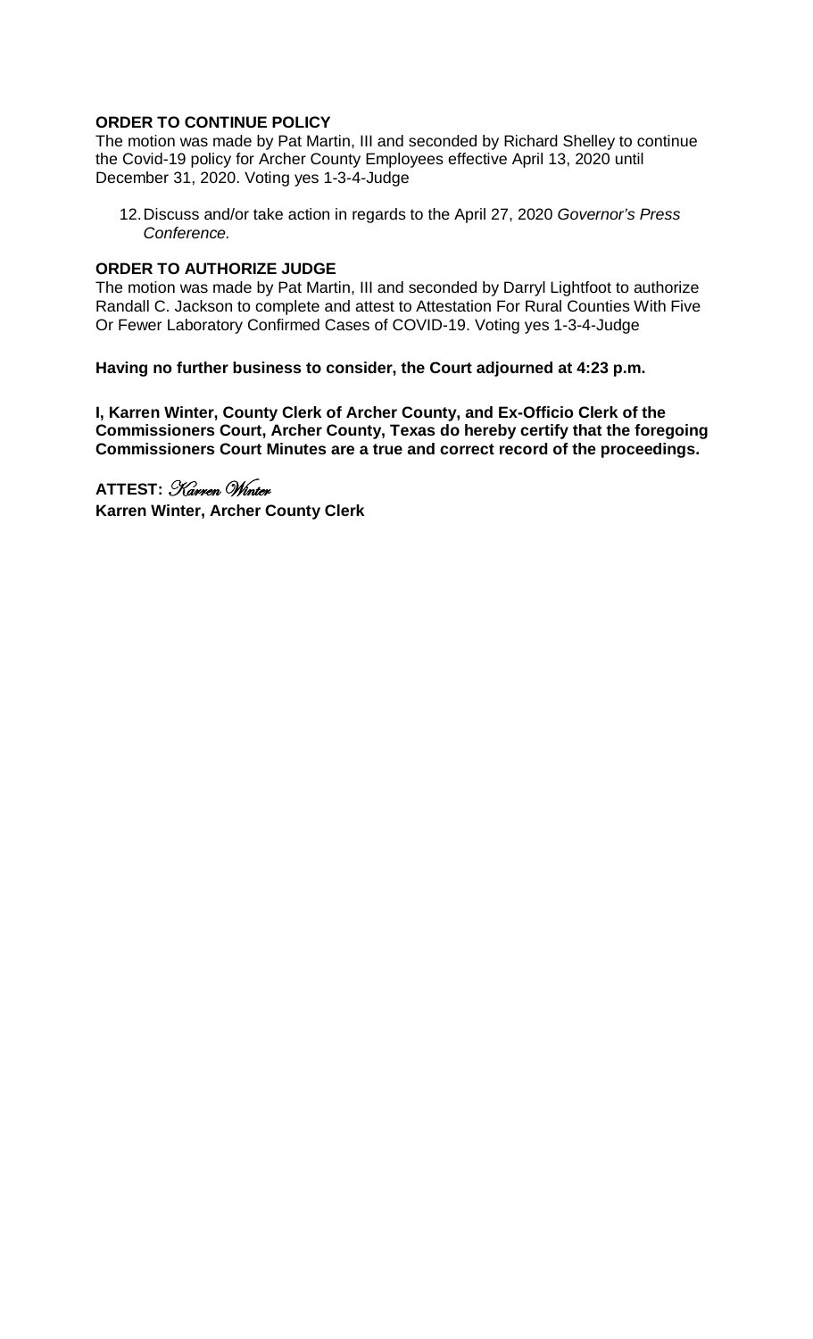**ORDER TO CONTINUE POLICY**

The motion was made by Pat Martin, III and seconded by Richard Shelley to continue the Covid-19 policy for Archer County Employees effective April 13, 2020 until December 31, 2020. Voting yes 1-3-4-Judge

12. Discuss and/or take action in regards to the April 27, 2020 *Governor's Press Conference.*

**ORDER TO AUTHORIZE JUDGE**

The motion was made by Pat Martin, III and seconded by Darryl Lightfoot to authorize Randall C. Jackson to complete and attest to Attestation For Rural Counties With Five Or Fewer Laboratory Confirmed Cases of COVID-19. Voting yes 1-3-4-Judge

**Having no further business to consider, the Court adjourned at 4:23 p.m.**

**I, Karren Winter, County Clerk of Archer County, and Ex-Officio Clerk of the Commissioners Court, Archer County, Texas do hereby certify that the foregoing Commissioners Court Minutes are a true and correct record of the proceedings.**

**ATTEST:** *Karren Winter*

**Karren Winter, Archer County Clerk**